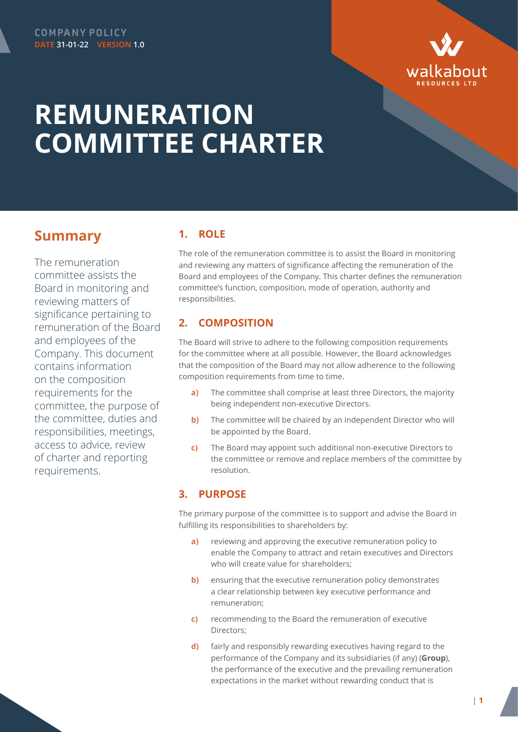COMPANY POLICY
**DATE** 31-01-22 **VERSION** 1.0

walkabout RESOURCES LTD

# REMUNERATION COMMITTEE CHARTER

## Summary

The remuneration committee assists the Board in monitoring and reviewing matters of significance pertaining to remuneration of the Board and employees of the Company. This document contains information on the composition requirements for the committee, the purpose of the committee, duties and responsibilities, meetings, access to advice, review of charter and reporting requirements.

## 1. ROLE

The role of the remuneration committee is to assist the Board in monitoring and reviewing any matters of significance affecting the remuneration of the Board and employees of the Company. This charter defines the remuneration committee's function, composition, mode of operation, authority and responsibilities.

## 2. COMPOSITION

The Board will strive to adhere to the following composition requirements for the committee where at all possible. However, the Board acknowledges that the composition of the Board may not allow adherence to the following composition requirements from time to time.

- **a)** The committee shall comprise at least three Directors, the majority being independent non-executive Directors.
- **b)** The committee will be chaired by an independent Director who will be appointed by the Board.
- **c)** The Board may appoint such additional non-executive Directors to the committee or remove and replace members of the committee by resolution.

## 3. PURPOSE

The primary purpose of the committee is to support and advise the Board in fulfilling its responsibilities to shareholders by:

- **a)** reviewing and approving the executive remuneration policy to enable the Company to attract and retain executives and Directors who will create value for shareholders;
- **b)** ensuring that the executive remuneration policy demonstrates a clear relationship between key executive performance and remuneration;
- **c)** recommending to the Board the remuneration of executive Directors;
- **d)** fairly and responsibly rewarding executives having regard to the performance of the Company and its subsidiaries (if any) (**Group**), the performance of the executive and the prevailing remuneration expectations in the market without rewarding conduct that is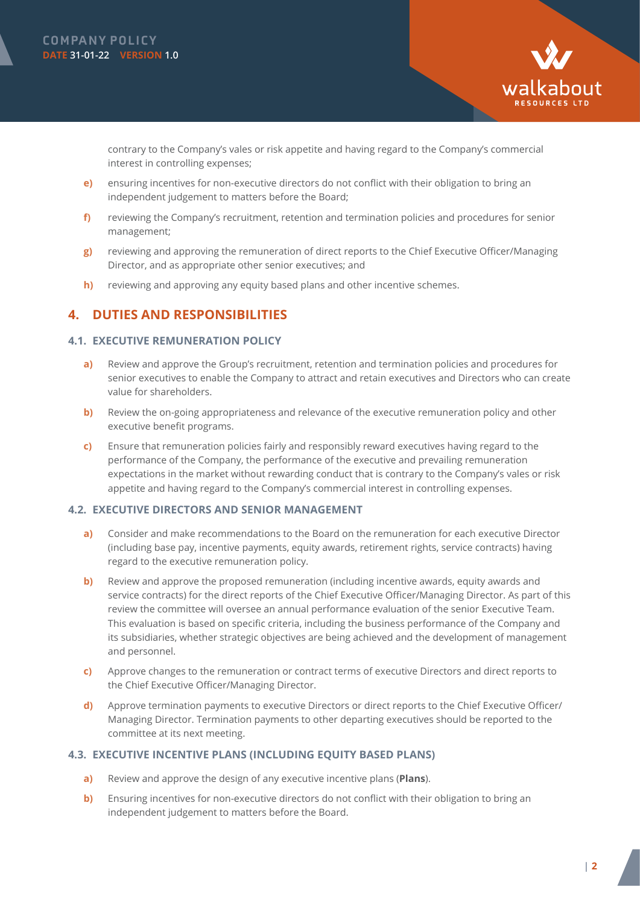contrary to the Company's vales or risk appetite and having regard to the Company's commercial interest in controlling expenses;

e) ensuring incentives for non-executive directors do not conflict with their obligation to bring an independent judgement to matters before the Board;

f) reviewing the Company's recruitment, retention and termination policies and procedures for senior management;

g) reviewing and approving the remuneration of direct reports to the Chief Executive Officer/Managing Director, and as appropriate other senior executives; and

h) reviewing and approving any equity based plans and other incentive schemes.

## 4. DUTIES AND RESPONSIBILITIES

### 4.1. EXECUTIVE REMUNERATION POLICY

a) Review and approve the Group's recruitment, retention and termination policies and procedures for senior executives to enable the Company to attract and retain executives and Directors who can create value for shareholders.

b) Review the on-going appropriateness and relevance of the executive remuneration policy and other executive benefit programs.

c) Ensure that remuneration policies fairly and responsibly reward executives having regard to the performance of the Company, the performance of the executive and prevailing remuneration expectations in the market without rewarding conduct that is contrary to the Company's vales or risk appetite and having regard to the Company's commercial interest in controlling expenses.

### 4.2. EXECUTIVE DIRECTORS AND SENIOR MANAGEMENT

a) Consider and make recommendations to the Board on the remuneration for each executive Director (including base pay, incentive payments, equity awards, retirement rights, service contracts) having regard to the executive remuneration policy.

b) Review and approve the proposed remuneration (including incentive awards, equity awards and service contracts) for the direct reports of the Chief Executive Officer/Managing Director. As part of this review the committee will oversee an annual performance evaluation of the senior Executive Team. This evaluation is based on specific criteria, including the business performance of the Company and its subsidiaries, whether strategic objectives are being achieved and the development of management and personnel.

c) Approve changes to the remuneration or contract terms of executive Directors and direct reports to the Chief Executive Officer/Managing Director.

d) Approve termination payments to executive Directors or direct reports to the Chief Executive Officer/Managing Director. Termination payments to other departing executives should be reported to the committee at its next meeting.

### 4.3. EXECUTIVE INCENTIVE PLANS (INCLUDING EQUITY BASED PLANS)

a) Review and approve the design of any executive incentive plans (**Plans**).

b) Ensuring incentives for non-executive directors do not conflict with their obligation to bring an independent judgement to matters before the Board.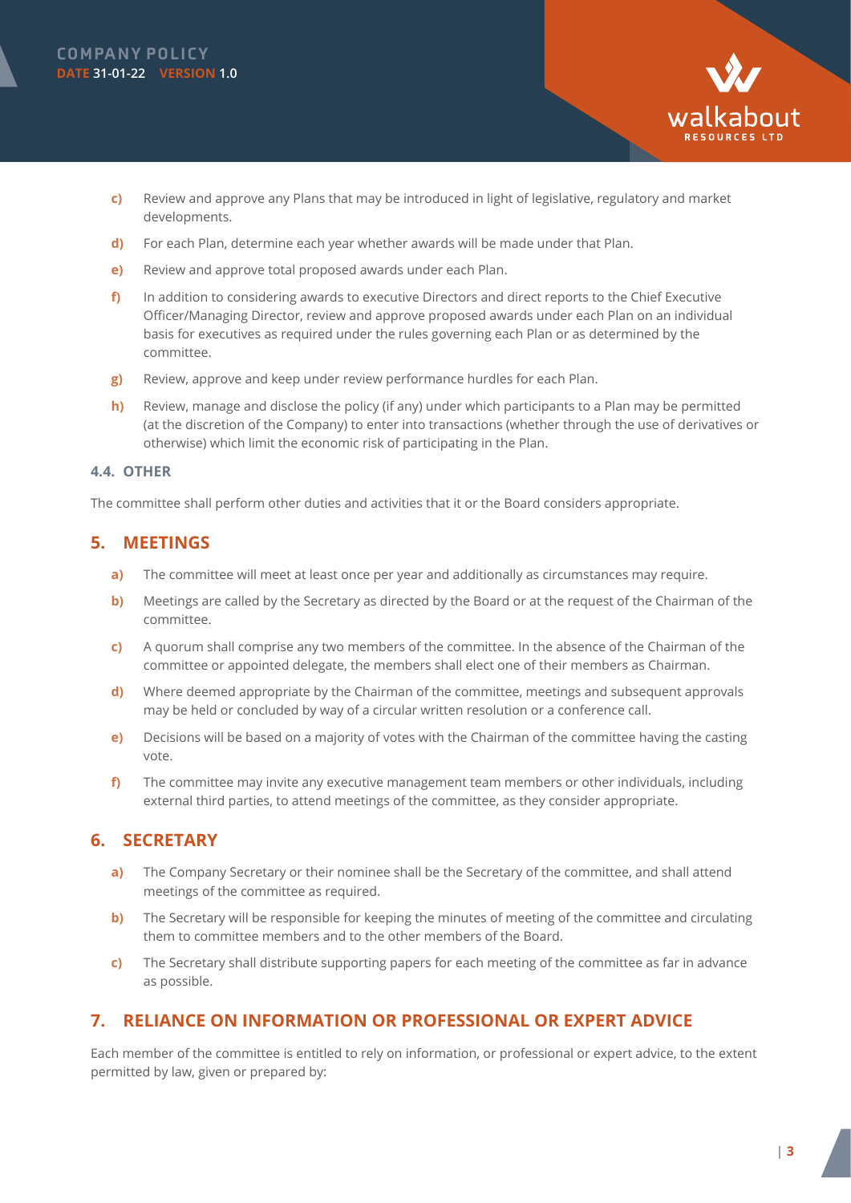c) Review and approve any Plans that may be introduced in light of legislative, regulatory and market developments.

d) For each Plan, determine each year whether awards will be made under that Plan.

e) Review and approve total proposed awards under each Plan.

f) In addition to considering awards to executive Directors and direct reports to the Chief Executive Officer/Managing Director, review and approve proposed awards under each Plan on an individual basis for executives as required under the rules governing each Plan or as determined by the committee.

g) Review, approve and keep under review performance hurdles for each Plan.

h) Review, manage and disclose the policy (if any) under which participants to a Plan may be permitted (at the discretion of the Company) to enter into transactions (whether through the use of derivatives or otherwise) which limit the economic risk of participating in the Plan.

### 4.4. OTHER

The committee shall perform other duties and activities that it or the Board considers appropriate.

## 5. MEETINGS

a) The committee will meet at least once per year and additionally as circumstances may require.

b) Meetings are called by the Secretary as directed by the Board or at the request of the Chairman of the committee.

c) A quorum shall comprise any two members of the committee. In the absence of the Chairman of the committee or appointed delegate, the members shall elect one of their members as Chairman.

d) Where deemed appropriate by the Chairman of the committee, meetings and subsequent approvals may be held or concluded by way of a circular written resolution or a conference call.

e) Decisions will be based on a majority of votes with the Chairman of the committee having the casting vote.

f) The committee may invite any executive management team members or other individuals, including external third parties, to attend meetings of the committee, as they consider appropriate.

## 6. SECRETARY

a) The Company Secretary or their nominee shall be the Secretary of the committee, and shall attend meetings of the committee as required.

b) The Secretary will be responsible for keeping the minutes of meeting of the committee and circulating them to committee members and to the other members of the Board.

c) The Secretary shall distribute supporting papers for each meeting of the committee as far in advance as possible.

## 7. RELIANCE ON INFORMATION OR PROFESSIONAL OR EXPERT ADVICE

Each member of the committee is entitled to rely on information, or professional or expert advice, to the extent permitted by law, given or prepared by: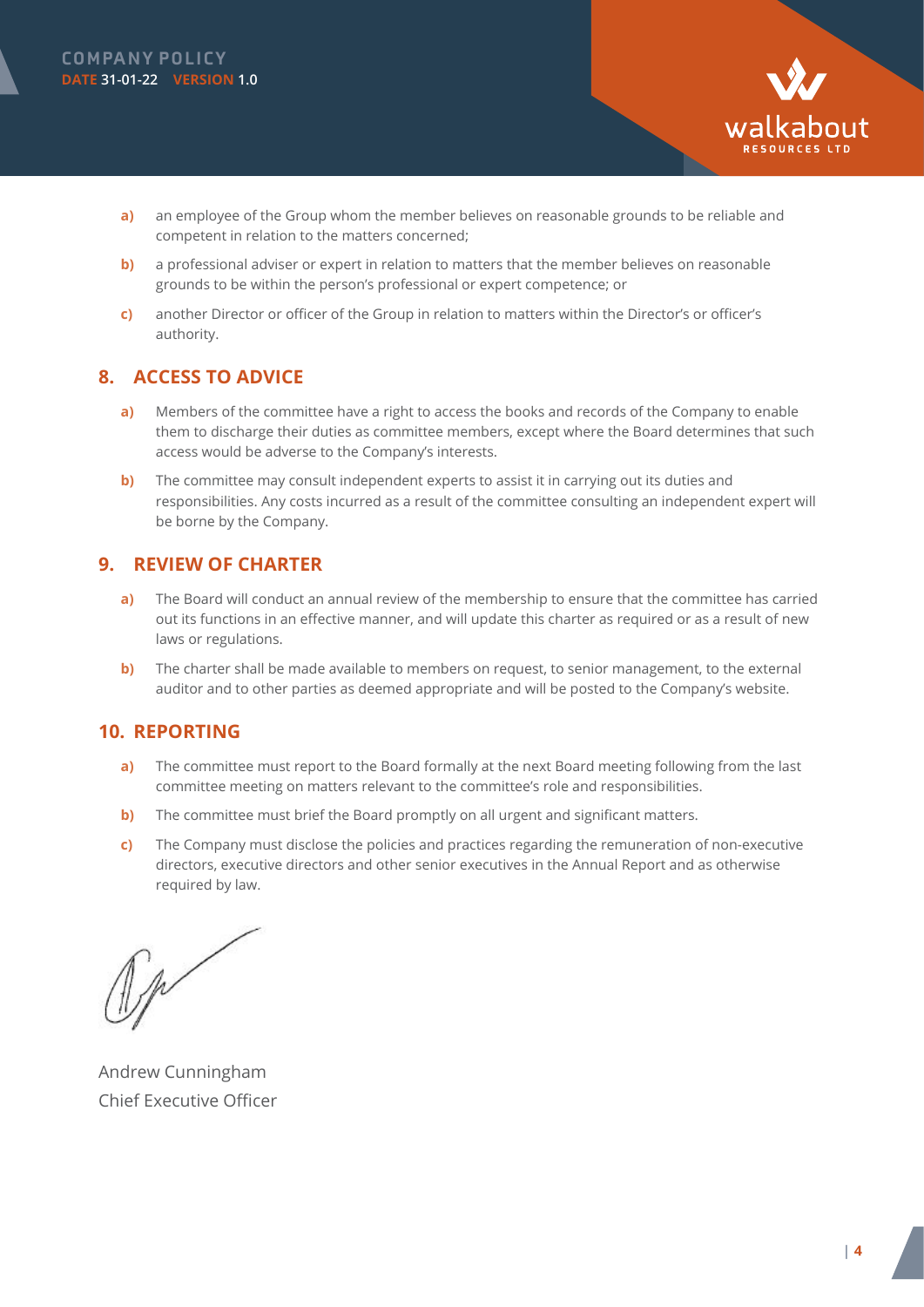a) an employee of the Group whom the member believes on reasonable grounds to be reliable and competent in relation to the matters concerned;

b) a professional adviser or expert in relation to matters that the member believes on reasonable grounds to be within the person's professional or expert competence; or

c) another Director or officer of the Group in relation to matters within the Director's or officer's authority.

## 8. ACCESS TO ADVICE

a) Members of the committee have a right to access the books and records of the Company to enable them to discharge their duties as committee members, except where the Board determines that such access would be adverse to the Company's interests.

b) The committee may consult independent experts to assist it in carrying out its duties and responsibilities. Any costs incurred as a result of the committee consulting an independent expert will be borne by the Company.

## 9. REVIEW OF CHARTER

a) The Board will conduct an annual review of the membership to ensure that the committee has carried out its functions in an effective manner, and will update this charter as required or as a result of new laws or regulations.

b) The charter shall be made available to members on request, to senior management, to the external auditor and to other parties as deemed appropriate and will be posted to the Company's website.

## 10. REPORTING

a) The committee must report to the Board formally at the next Board meeting following from the last committee meeting on matters relevant to the committee's role and responsibilities.

b) The committee must brief the Board promptly on all urgent and significant matters.

c) The Company must disclose the policies and practices regarding the remuneration of non-executive directors, executive directors and other senior executives in the Annual Report and as otherwise required by law.

Andrew Cunningham
Chief Executive Officer